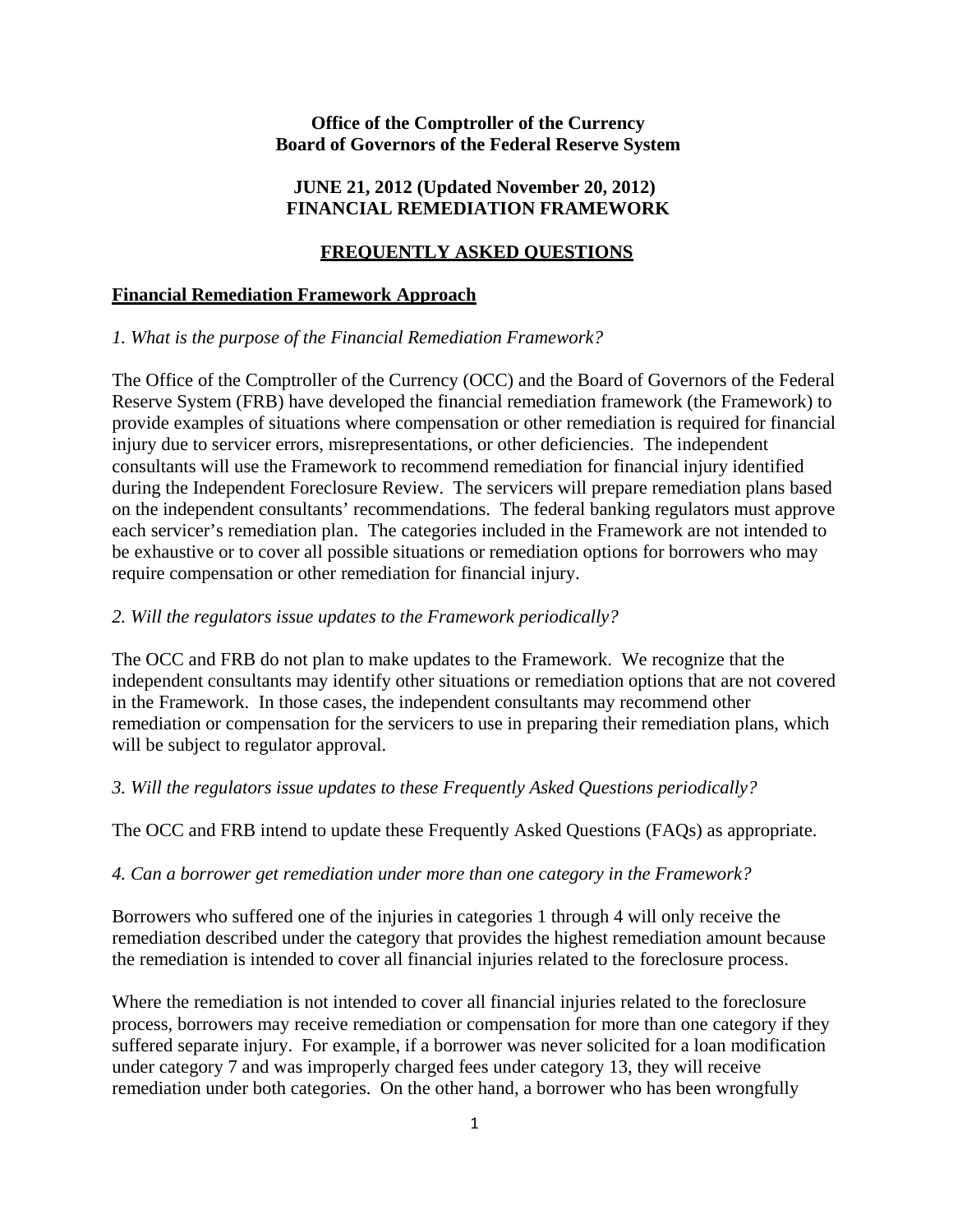**Office of the Comptroller of the Currency**
**Board of Governors of the Federal Reserve System**

**JUNE 21, 2012 (Updated November 20, 2012)**
**FINANCIAL REMEDIATION FRAMEWORK**

# FREQUENTLY ASKED QUESTIONS

## Financial Remediation Framework Approach

*1. What is the purpose of the Financial Remediation Framework?*

The Office of the Comptroller of the Currency (OCC) and the Board of Governors of the Federal Reserve System (FRB) have developed the financial remediation framework (the Framework) to provide examples of situations where compensation or other remediation is required for financial injury due to servicer errors, misrepresentations, or other deficiencies. The independent consultants will use the Framework to recommend remediation for financial injury identified during the Independent Foreclosure Review. The servicers will prepare remediation plans based on the independent consultants' recommendations. The federal banking regulators must approve each servicer's remediation plan. The categories included in the Framework are not intended to be exhaustive or to cover all possible situations or remediation options for borrowers who may require compensation or other remediation for financial injury.

*2. Will the regulators issue updates to the Framework periodically?*

The OCC and FRB do not plan to make updates to the Framework. We recognize that the independent consultants may identify other situations or remediation options that are not covered in the Framework. In those cases, the independent consultants may recommend other remediation or compensation for the servicers to use in preparing their remediation plans, which will be subject to regulator approval.

*3. Will the regulators issue updates to these Frequently Asked Questions periodically?*

The OCC and FRB intend to update these Frequently Asked Questions (FAQs) as appropriate.

*4. Can a borrower get remediation under more than one category in the Framework?*

Borrowers who suffered one of the injuries in categories 1 through 4 will only receive the remediation described under the category that provides the highest remediation amount because the remediation is intended to cover all financial injuries related to the foreclosure process.

Where the remediation is not intended to cover all financial injuries related to the foreclosure process, borrowers may receive remediation or compensation for more than one category if they suffered separate injury. For example, if a borrower was never solicited for a loan modification under category 7 and was improperly charged fees under category 13, they will receive remediation under both categories. On the other hand, a borrower who has been wrongfully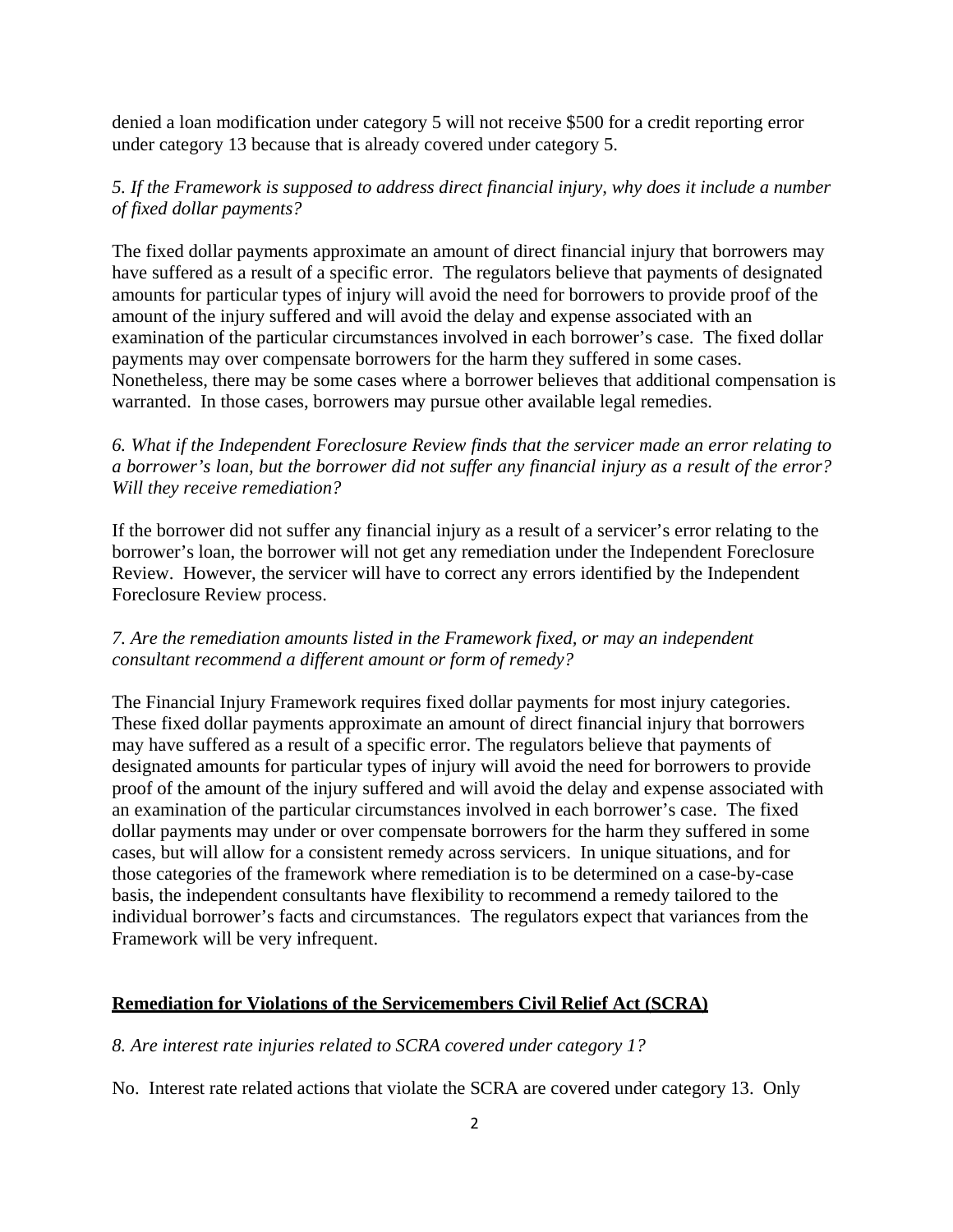denied a loan modification under category 5 will not receive $500 for a credit reporting error under category 13 because that is already covered under category 5.

*5. If the Framework is supposed to address direct financial injury, why does it include a number of fixed dollar payments?*

The fixed dollar payments approximate an amount of direct financial injury that borrowers may have suffered as a result of a specific error. The regulators believe that payments of designated amounts for particular types of injury will avoid the need for borrowers to provide proof of the amount of the injury suffered and will avoid the delay and expense associated with an examination of the particular circumstances involved in each borrower's case. The fixed dollar payments may over compensate borrowers for the harm they suffered in some cases. Nonetheless, there may be some cases where a borrower believes that additional compensation is warranted. In those cases, borrowers may pursue other available legal remedies.

*6. What if the Independent Foreclosure Review finds that the servicer made an error relating to a borrower's loan, but the borrower did not suffer any financial injury as a result of the error? Will they receive remediation?*

If the borrower did not suffer any financial injury as a result of a servicer's error relating to the borrower's loan, the borrower will not get any remediation under the Independent Foreclosure Review. However, the servicer will have to correct any errors identified by the Independent Foreclosure Review process.

*7. Are the remediation amounts listed in the Framework fixed, or may an independent consultant recommend a different amount or form of remedy?*

The Financial Injury Framework requires fixed dollar payments for most injury categories. These fixed dollar payments approximate an amount of direct financial injury that borrowers may have suffered as a result of a specific error. The regulators believe that payments of designated amounts for particular types of injury will avoid the need for borrowers to provide proof of the amount of the injury suffered and will avoid the delay and expense associated with an examination of the particular circumstances involved in each borrower's case. The fixed dollar payments may under or over compensate borrowers for the harm they suffered in some cases, but will allow for a consistent remedy across servicers. In unique situations, and for those categories of the framework where remediation is to be determined on a case-by-case basis, the independent consultants have flexibility to recommend a remedy tailored to the individual borrower's facts and circumstances. The regulators expect that variances from the Framework will be very infrequent.

## **Remediation for Violations of the Servicemembers Civil Relief Act (SCRA)**

*8. Are interest rate injuries related to SCRA covered under category 1?*

No. Interest rate related actions that violate the SCRA are covered under category 13. Only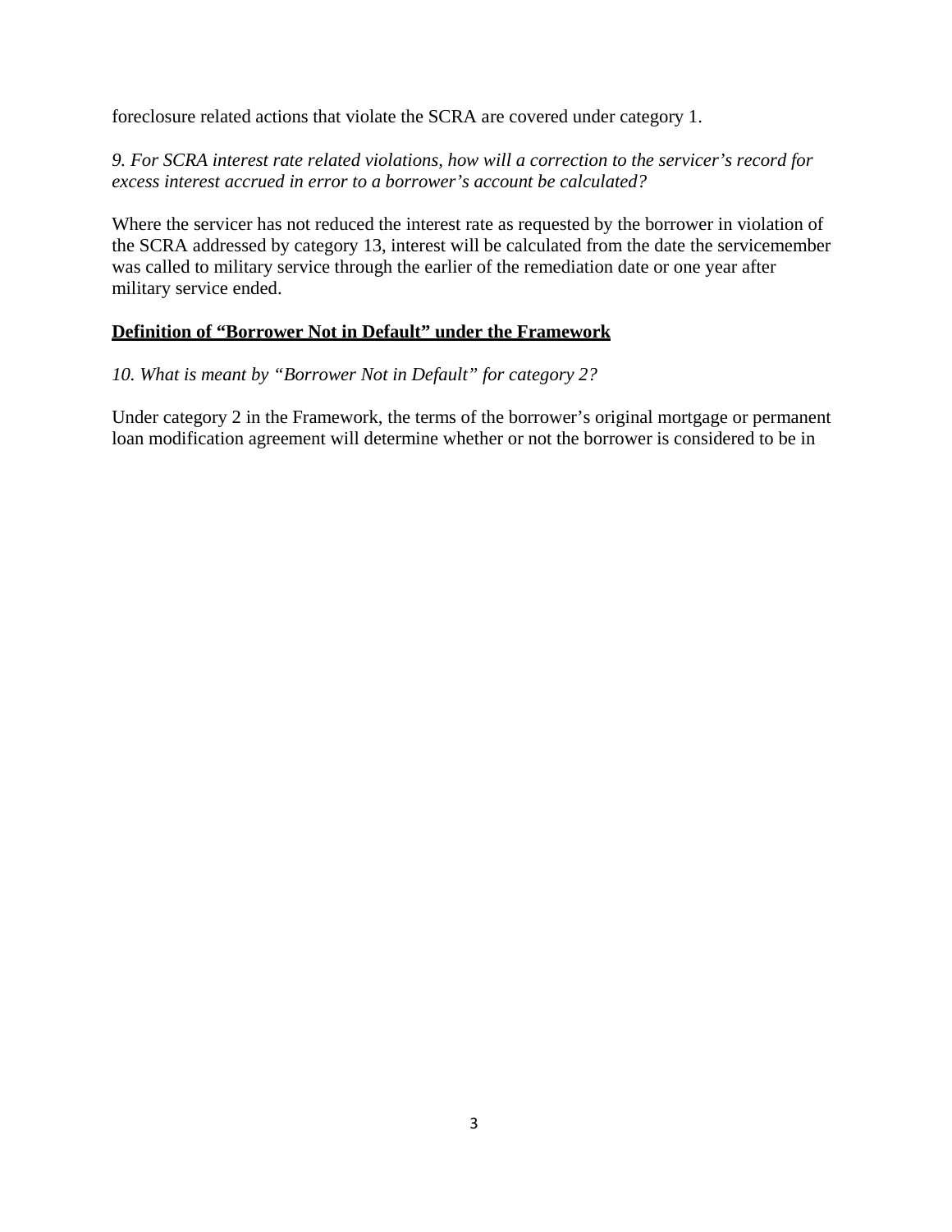foreclosure related actions that violate the SCRA are covered under category 1.

*9. For SCRA interest rate related violations, how will a correction to the servicer's record for excess interest accrued in error to a borrower's account be calculated?*

Where the servicer has not reduced the interest rate as requested by the borrower in violation of the SCRA addressed by category 13, interest will be calculated from the date the servicemember was called to military service through the earlier of the remediation date or one year after military service ended.

## Definition of "Borrower Not in Default" under the Framework

*10. What is meant by "Borrower Not in Default" for category 2?*

Under category 2 in the Framework, the terms of the borrower's original mortgage or permanent loan modification agreement will determine whether or not the borrower is considered to be in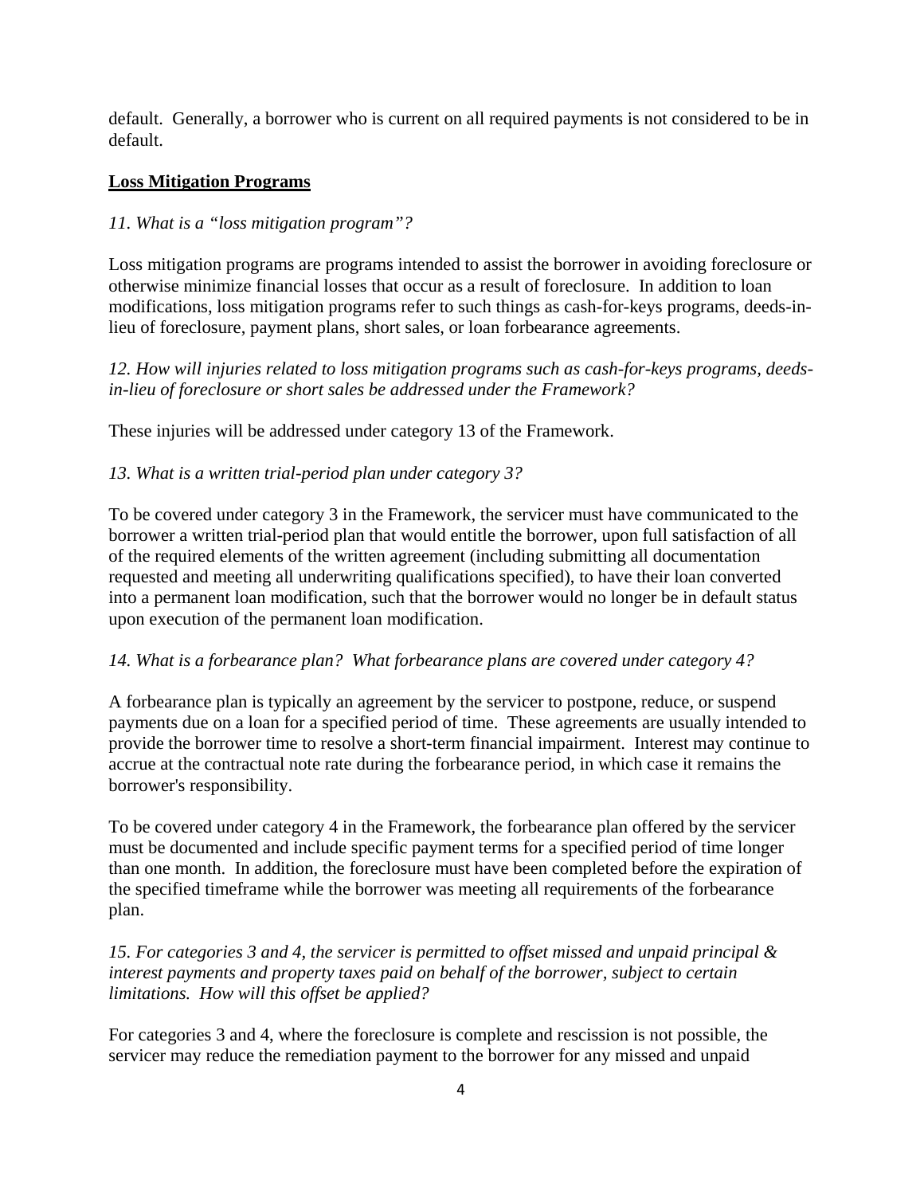default. Generally, a borrower who is current on all required payments is not considered to be in default.

**Loss Mitigation Programs**

*11. What is a "loss mitigation program"?*

Loss mitigation programs are programs intended to assist the borrower in avoiding foreclosure or otherwise minimize financial losses that occur as a result of foreclosure. In addition to loan modifications, loss mitigation programs refer to such things as cash-for-keys programs, deeds-in-lieu of foreclosure, payment plans, short sales, or loan forbearance agreements.

*12. How will injuries related to loss mitigation programs such as cash-for-keys programs, deeds-in-lieu of foreclosure or short sales be addressed under the Framework?*

These injuries will be addressed under category 13 of the Framework.

*13. What is a written trial-period plan under category 3?*

To be covered under category 3 in the Framework, the servicer must have communicated to the borrower a written trial-period plan that would entitle the borrower, upon full satisfaction of all of the required elements of the written agreement (including submitting all documentation requested and meeting all underwriting qualifications specified), to have their loan converted into a permanent loan modification, such that the borrower would no longer be in default status upon execution of the permanent loan modification.

*14. What is a forbearance plan? What forbearance plans are covered under category 4?*

A forbearance plan is typically an agreement by the servicer to postpone, reduce, or suspend payments due on a loan for a specified period of time. These agreements are usually intended to provide the borrower time to resolve a short-term financial impairment. Interest may continue to accrue at the contractual note rate during the forbearance period, in which case it remains the borrower's responsibility.

To be covered under category 4 in the Framework, the forbearance plan offered by the servicer must be documented and include specific payment terms for a specified period of time longer than one month. In addition, the foreclosure must have been completed before the expiration of the specified timeframe while the borrower was meeting all requirements of the forbearance plan.

*15. For categories 3 and 4, the servicer is permitted to offset missed and unpaid principal & interest payments and property taxes paid on behalf of the borrower, subject to certain limitations. How will this offset be applied?*

For categories 3 and 4, where the foreclosure is complete and rescission is not possible, the servicer may reduce the remediation payment to the borrower for any missed and unpaid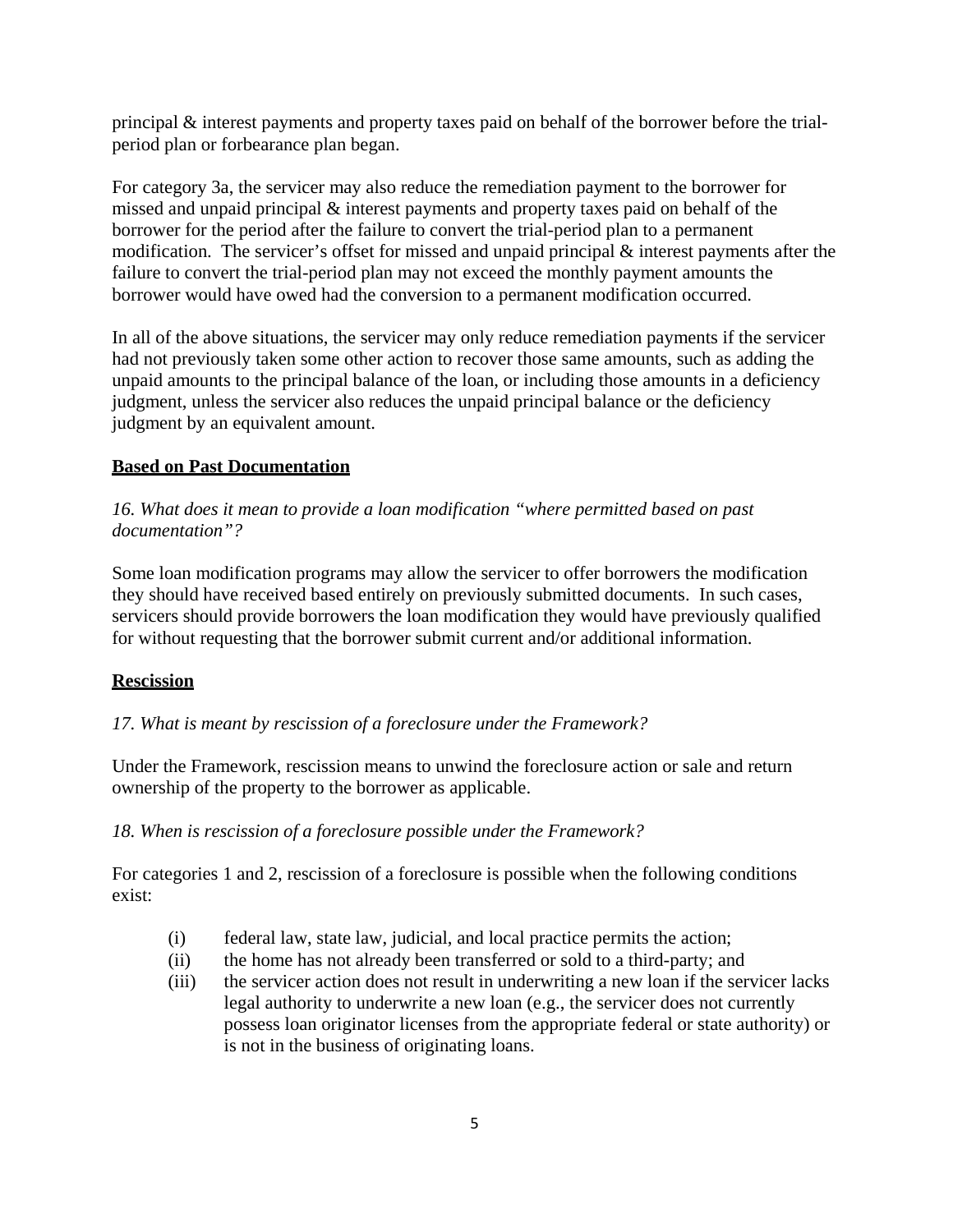principal & interest payments and property taxes paid on behalf of the borrower before the trial-period plan or forbearance plan began.

For category 3a, the servicer may also reduce the remediation payment to the borrower for missed and unpaid principal & interest payments and property taxes paid on behalf of the borrower for the period after the failure to convert the trial-period plan to a permanent modification. The servicer's offset for missed and unpaid principal & interest payments after the failure to convert the trial-period plan may not exceed the monthly payment amounts the borrower would have owed had the conversion to a permanent modification occurred.

In all of the above situations, the servicer may only reduce remediation payments if the servicer had not previously taken some other action to recover those same amounts, such as adding the unpaid amounts to the principal balance of the loan, or including those amounts in a deficiency judgment, unless the servicer also reduces the unpaid principal balance or the deficiency judgment by an equivalent amount.

## Based on Past Documentation

*16. What does it mean to provide a loan modification "where permitted based on past documentation"?*

Some loan modification programs may allow the servicer to offer borrowers the modification they should have received based entirely on previously submitted documents. In such cases, servicers should provide borrowers the loan modification they would have previously qualified for without requesting that the borrower submit current and/or additional information.

## Rescission

*17. What is meant by rescission of a foreclosure under the Framework?*

Under the Framework, rescission means to unwind the foreclosure action or sale and return ownership of the property to the borrower as applicable.

*18. When is rescission of a foreclosure possible under the Framework?*

For categories 1 and 2, rescission of a foreclosure is possible when the following conditions exist:

- (i) federal law, state law, judicial, and local practice permits the action;
- (ii) the home has not already been transferred or sold to a third-party; and
- (iii) the servicer action does not result in underwriting a new loan if the servicer lacks legal authority to underwrite a new loan (e.g., the servicer does not currently possess loan originator licenses from the appropriate federal or state authority) or is not in the business of originating loans.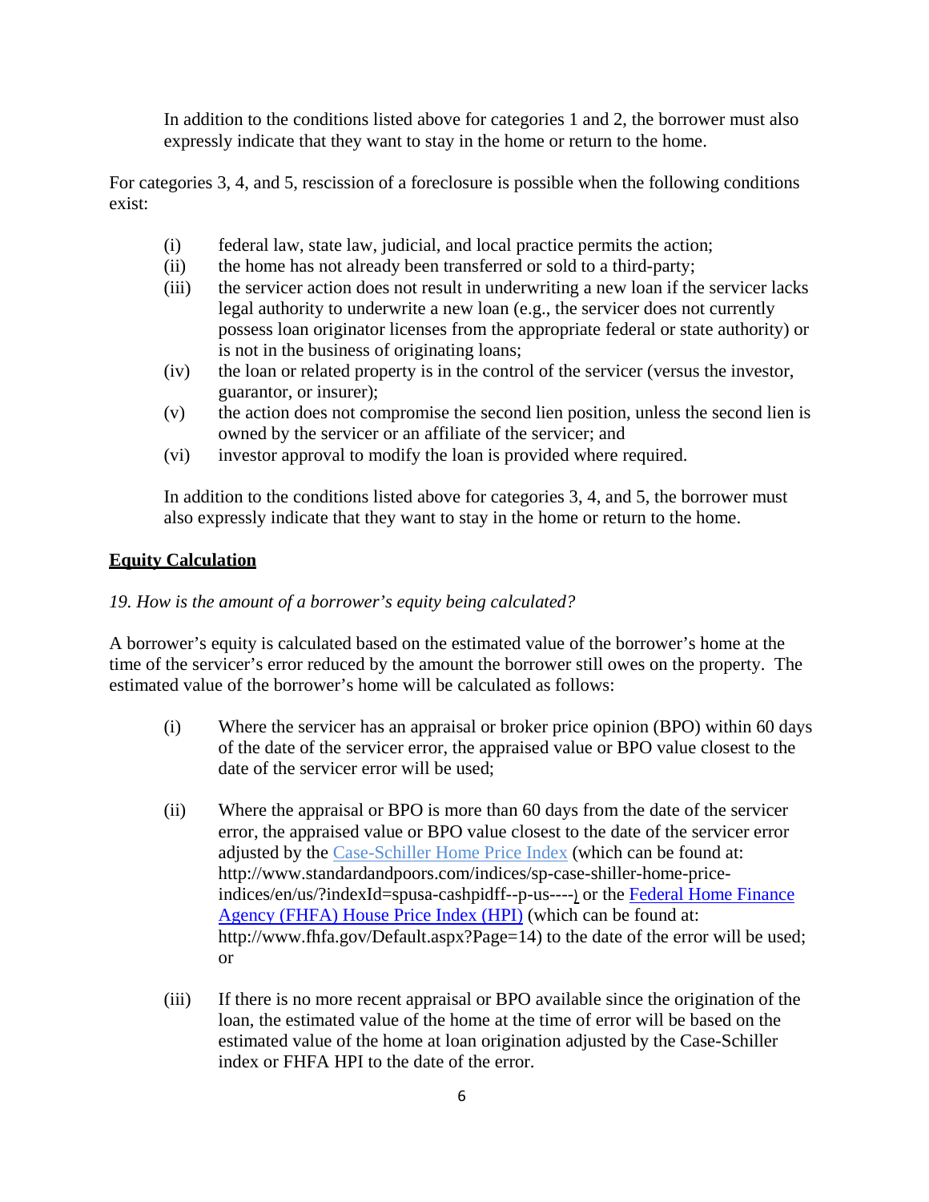In addition to the conditions listed above for categories 1 and 2, the borrower must also expressly indicate that they want to stay in the home or return to the home.

For categories 3, 4, and 5, rescission of a foreclosure is possible when the following conditions exist:

(i) federal law, state law, judicial, and local practice permits the action;
(ii) the home has not already been transferred or sold to a third-party;
(iii) the servicer action does not result in underwriting a new loan if the servicer lacks legal authority to underwrite a new loan (e.g., the servicer does not currently possess loan originator licenses from the appropriate federal or state authority) or is not in the business of originating loans;
(iv) the loan or related property is in the control of the servicer (versus the investor, guarantor, or insurer);
(v) the action does not compromise the second lien position, unless the second lien is owned by the servicer or an affiliate of the servicer; and
(vi) investor approval to modify the loan is provided where required.

In addition to the conditions listed above for categories 3, 4, and 5, the borrower must also expressly indicate that they want to stay in the home or return to the home.

## **Equity Calculation**

*19. How is the amount of a borrower's equity being calculated?*

A borrower's equity is calculated based on the estimated value of the borrower's home at the time of the servicer's error reduced by the amount the borrower still owes on the property. The estimated value of the borrower's home will be calculated as follows:

(i) Where the servicer has an appraisal or broker price opinion (BPO) within 60 days of the date of the servicer error, the appraised value or BPO value closest to the date of the servicer error will be used;

(ii) Where the appraisal or BPO is more than 60 days from the date of the servicer error, the appraised value or BPO value closest to the date of the servicer error adjusted by the Case-Schiller Home Price Index (which can be found at: http://www.standardandpoors.com/indices/sp-case-shiller-home-price-indices/en/us/?indexId=spusa-cashpidff--p-us----) or the Federal Home Finance Agency (FHFA) House Price Index (HPI) (which can be found at: http://www.fhfa.gov/Default.aspx?Page=14) to the date of the error will be used; or

(iii) If there is no more recent appraisal or BPO available since the origination of the loan, the estimated value of the home at the time of error will be based on the estimated value of the home at loan origination adjusted by the Case-Schiller index or FHFA HPI to the date of the error.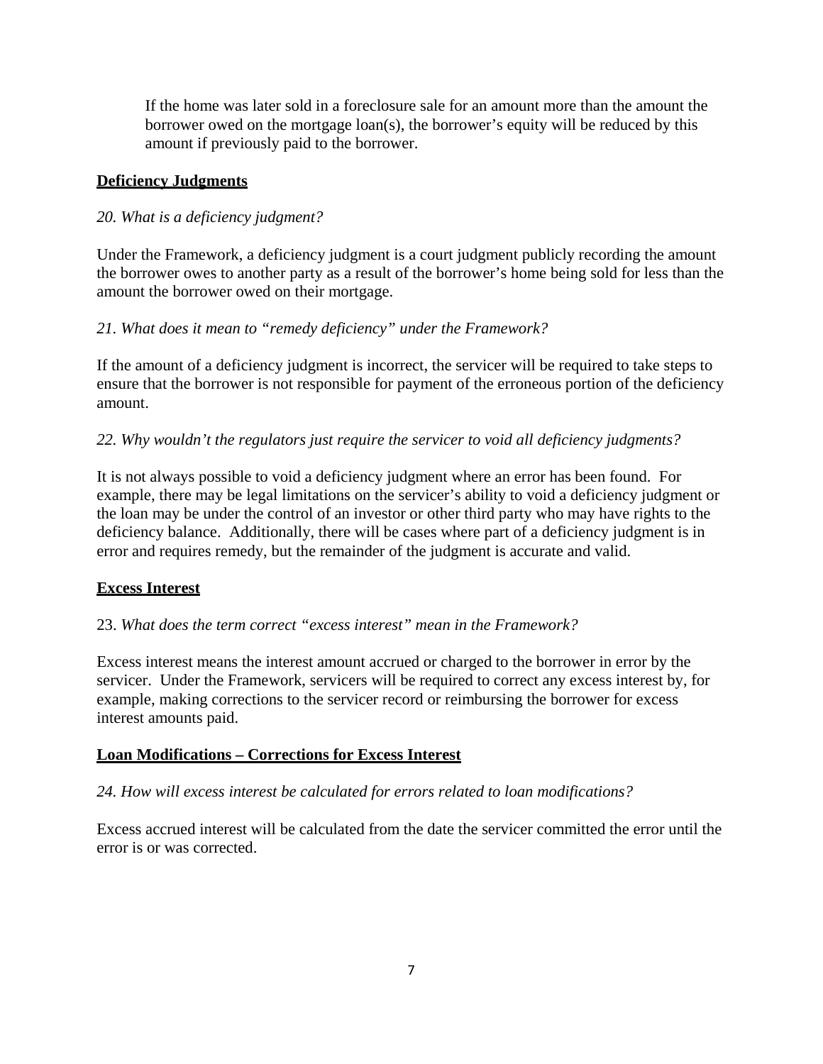If the home was later sold in a foreclosure sale for an amount more than the amount the borrower owed on the mortgage loan(s), the borrower's equity will be reduced by this amount if previously paid to the borrower.

## Deficiency Judgments

*20. What is a deficiency judgment?*

Under the Framework, a deficiency judgment is a court judgment publicly recording the amount the borrower owes to another party as a result of the borrower's home being sold for less than the amount the borrower owed on their mortgage.

*21. What does it mean to "remedy deficiency" under the Framework?*

If the amount of a deficiency judgment is incorrect, the servicer will be required to take steps to ensure that the borrower is not responsible for payment of the erroneous portion of the deficiency amount.

*22. Why wouldn't the regulators just require the servicer to void all deficiency judgments?*

It is not always possible to void a deficiency judgment where an error has been found. For example, there may be legal limitations on the servicer's ability to void a deficiency judgment or the loan may be under the control of an investor or other third party who may have rights to the deficiency balance. Additionally, there will be cases where part of a deficiency judgment is in error and requires remedy, but the remainder of the judgment is accurate and valid.

## Excess Interest

23. *What does the term correct "excess interest" mean in the Framework?*

Excess interest means the interest amount accrued or charged to the borrower in error by the servicer. Under the Framework, servicers will be required to correct any excess interest by, for example, making corrections to the servicer record or reimbursing the borrower for excess interest amounts paid.

## Loan Modifications – Corrections for Excess Interest

*24. How will excess interest be calculated for errors related to loan modifications?*

Excess accrued interest will be calculated from the date the servicer committed the error until the error is or was corrected.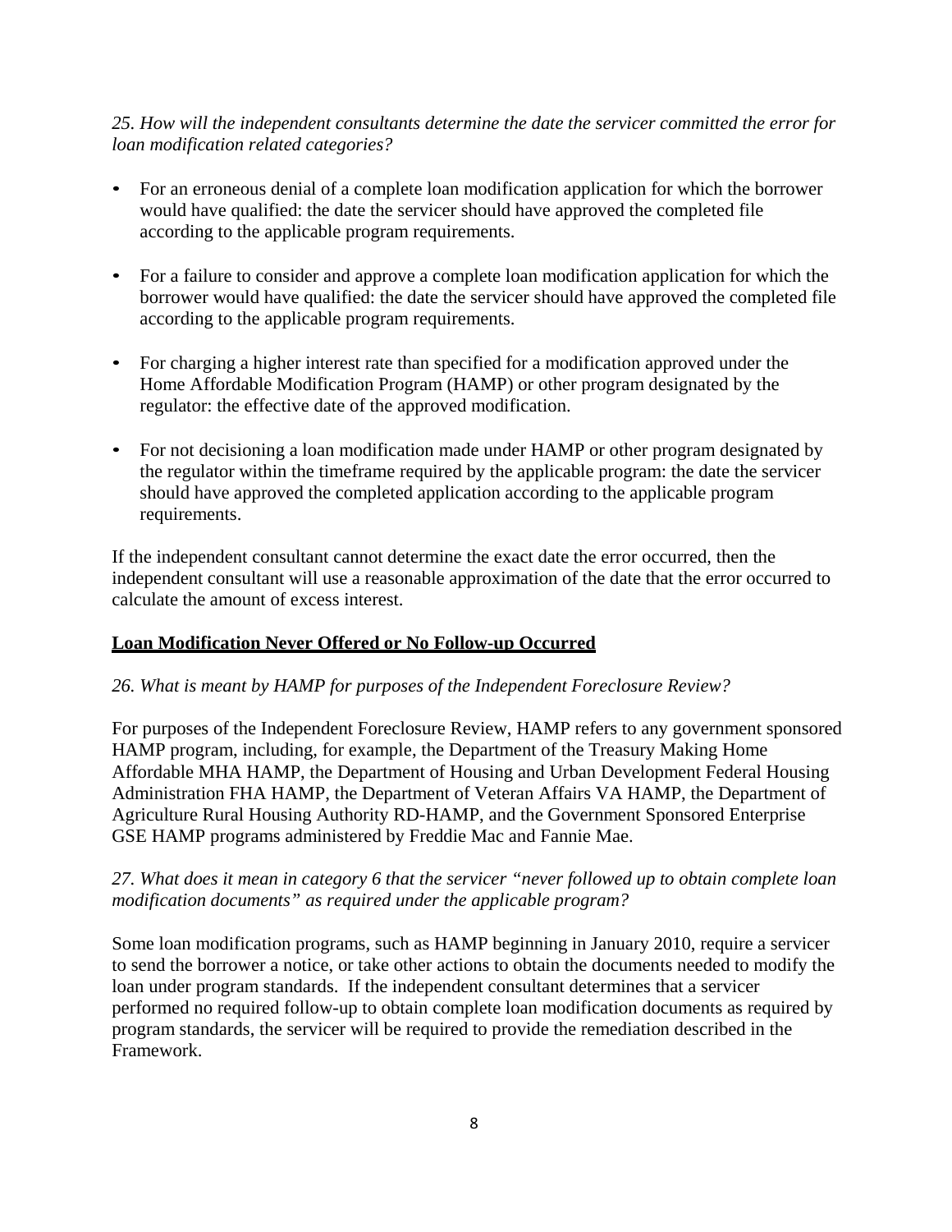*25. How will the independent consultants determine the date the servicer committed the error for loan modification related categories?*

- For an erroneous denial of a complete loan modification application for which the borrower would have qualified: the date the servicer should have approved the completed file according to the applicable program requirements.
- For a failure to consider and approve a complete loan modification application for which the borrower would have qualified: the date the servicer should have approved the completed file according to the applicable program requirements.
- For charging a higher interest rate than specified for a modification approved under the Home Affordable Modification Program (HAMP) or other program designated by the regulator: the effective date of the approved modification.
- For not decisioning a loan modification made under HAMP or other program designated by the regulator within the timeframe required by the applicable program: the date the servicer should have approved the completed application according to the applicable program requirements.

If the independent consultant cannot determine the exact date the error occurred, then the independent consultant will use a reasonable approximation of the date that the error occurred to calculate the amount of excess interest.

## Loan Modification Never Offered or No Follow-up Occurred

*26. What is meant by HAMP for purposes of the Independent Foreclosure Review?*

For purposes of the Independent Foreclosure Review, HAMP refers to any government sponsored HAMP program, including, for example, the Department of the Treasury Making Home Affordable MHA HAMP, the Department of Housing and Urban Development Federal Housing Administration FHA HAMP, the Department of Veteran Affairs VA HAMP, the Department of Agriculture Rural Housing Authority RD-HAMP, and the Government Sponsored Enterprise GSE HAMP programs administered by Freddie Mac and Fannie Mae.

*27. What does it mean in category 6 that the servicer "never followed up to obtain complete loan modification documents" as required under the applicable program?*

Some loan modification programs, such as HAMP beginning in January 2010, require a servicer to send the borrower a notice, or take other actions to obtain the documents needed to modify the loan under program standards. If the independent consultant determines that a servicer performed no required follow-up to obtain complete loan modification documents as required by program standards, the servicer will be required to provide the remediation described in the Framework.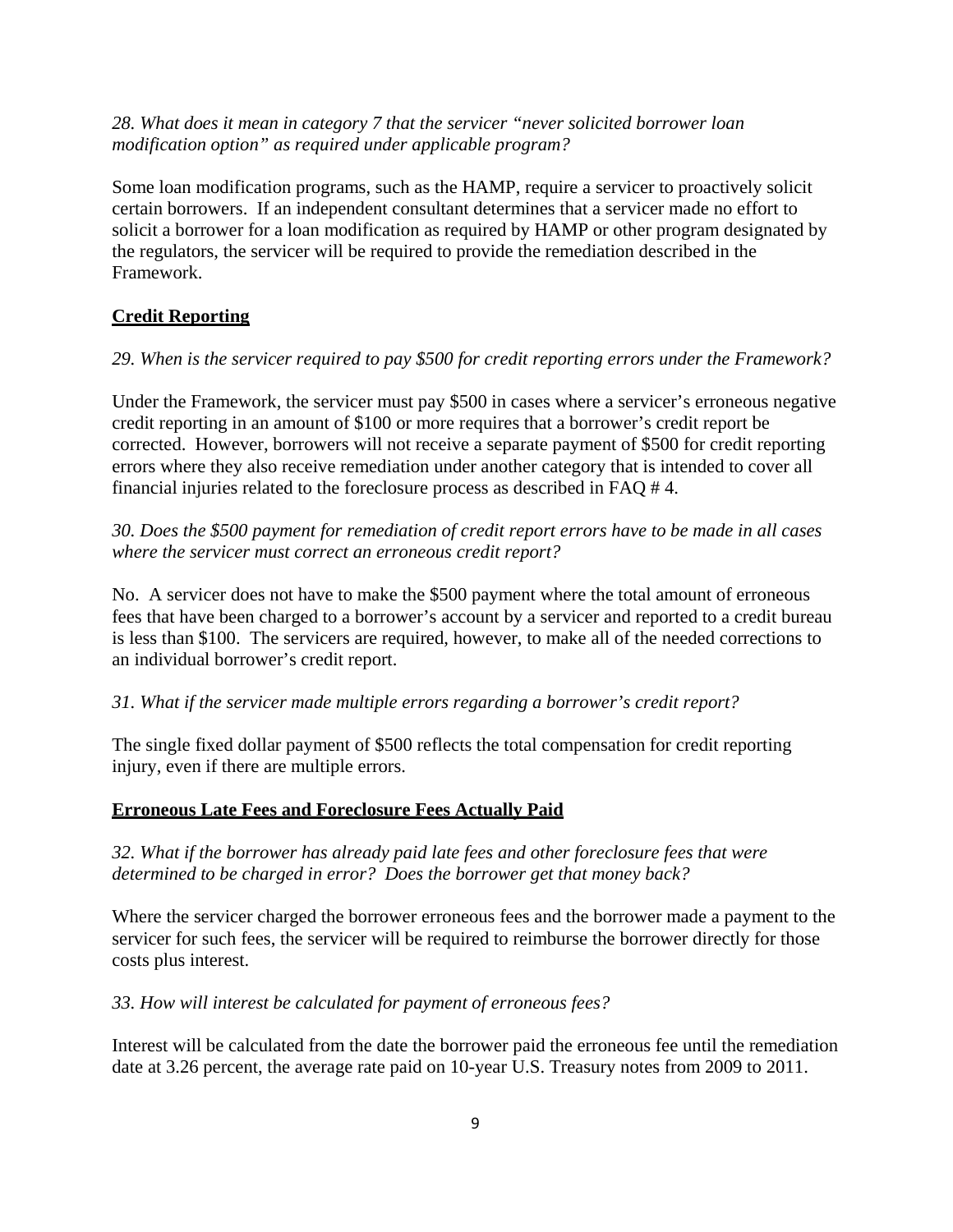*28. What does it mean in category 7 that the servicer "never solicited borrower loan modification option" as required under applicable program?*

Some loan modification programs, such as the HAMP, require a servicer to proactively solicit certain borrowers. If an independent consultant determines that a servicer made no effort to solicit a borrower for a loan modification as required by HAMP or other program designated by the regulators, the servicer will be required to provide the remediation described in the Framework.

## Credit Reporting

*29. When is the servicer required to pay $500 for credit reporting errors under the Framework?*

Under the Framework, the servicer must pay $500 in cases where a servicer's erroneous negative credit reporting in an amount of $100 or more requires that a borrower's credit report be corrected. However, borrowers will not receive a separate payment of $500 for credit reporting errors where they also receive remediation under another category that is intended to cover all financial injuries related to the foreclosure process as described in FAQ # 4.

*30. Does the $500 payment for remediation of credit report errors have to be made in all cases where the servicer must correct an erroneous credit report?*

No. A servicer does not have to make the $500 payment where the total amount of erroneous fees that have been charged to a borrower's account by a servicer and reported to a credit bureau is less than $100. The servicers are required, however, to make all of the needed corrections to an individual borrower's credit report.

*31. What if the servicer made multiple errors regarding a borrower's credit report?*

The single fixed dollar payment of $500 reflects the total compensation for credit reporting injury, even if there are multiple errors.

## Erroneous Late Fees and Foreclosure Fees Actually Paid

*32. What if the borrower has already paid late fees and other foreclosure fees that were determined to be charged in error? Does the borrower get that money back?*

Where the servicer charged the borrower erroneous fees and the borrower made a payment to the servicer for such fees, the servicer will be required to reimburse the borrower directly for those costs plus interest.

*33. How will interest be calculated for payment of erroneous fees?*

Interest will be calculated from the date the borrower paid the erroneous fee until the remediation date at 3.26 percent, the average rate paid on 10-year U.S. Treasury notes from 2009 to 2011.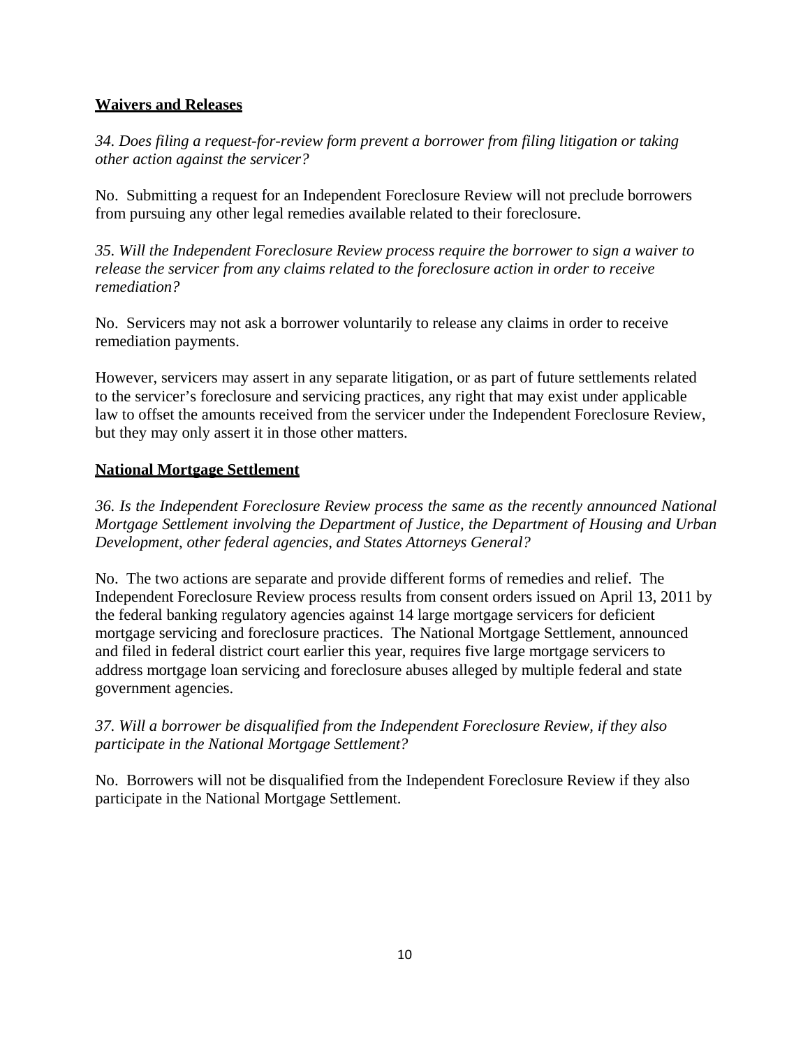## Waivers and Releases

*34. Does filing a request-for-review form prevent a borrower from filing litigation or taking other action against the servicer?*

No. Submitting a request for an Independent Foreclosure Review will not preclude borrowers from pursuing any other legal remedies available related to their foreclosure.

*35. Will the Independent Foreclosure Review process require the borrower to sign a waiver to release the servicer from any claims related to the foreclosure action in order to receive remediation?*

No. Servicers may not ask a borrower voluntarily to release any claims in order to receive remediation payments.

However, servicers may assert in any separate litigation, or as part of future settlements related to the servicer's foreclosure and servicing practices, any right that may exist under applicable law to offset the amounts received from the servicer under the Independent Foreclosure Review, but they may only assert it in those other matters.

## National Mortgage Settlement

*36. Is the Independent Foreclosure Review process the same as the recently announced National Mortgage Settlement involving the Department of Justice, the Department of Housing and Urban Development, other federal agencies, and States Attorneys General?*

No. The two actions are separate and provide different forms of remedies and relief. The Independent Foreclosure Review process results from consent orders issued on April 13, 2011 by the federal banking regulatory agencies against 14 large mortgage servicers for deficient mortgage servicing and foreclosure practices. The National Mortgage Settlement, announced and filed in federal district court earlier this year, requires five large mortgage servicers to address mortgage loan servicing and foreclosure abuses alleged by multiple federal and state government agencies.

*37. Will a borrower be disqualified from the Independent Foreclosure Review, if they also participate in the National Mortgage Settlement?*

No. Borrowers will not be disqualified from the Independent Foreclosure Review if they also participate in the National Mortgage Settlement.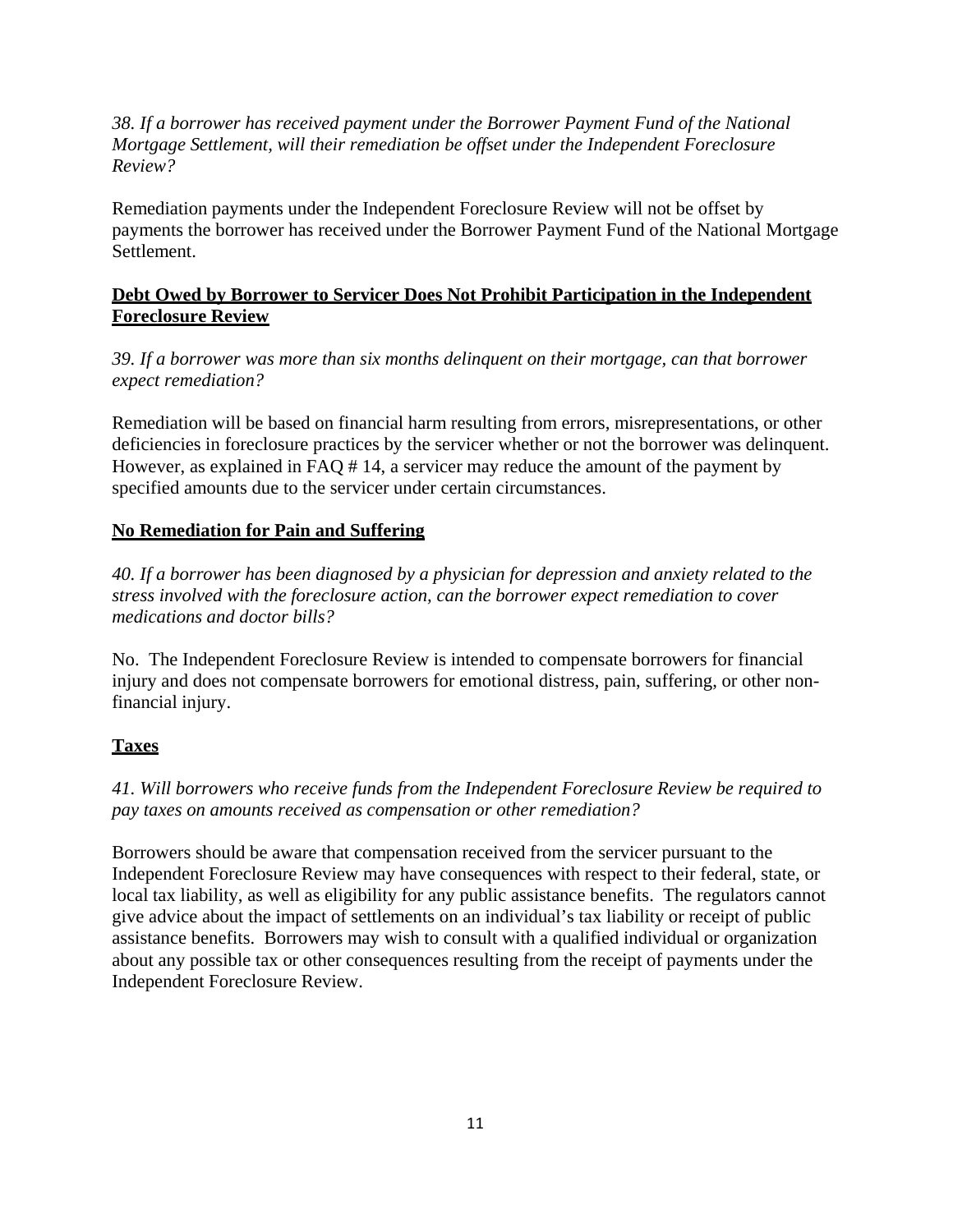*38. If a borrower has received payment under the Borrower Payment Fund of the National Mortgage Settlement, will their remediation be offset under the Independent Foreclosure Review?*

Remediation payments under the Independent Foreclosure Review will not be offset by payments the borrower has received under the Borrower Payment Fund of the National Mortgage Settlement.

## Debt Owed by Borrower to Servicer Does Not Prohibit Participation in the Independent Foreclosure Review

*39. If a borrower was more than six months delinquent on their mortgage, can that borrower expect remediation?*

Remediation will be based on financial harm resulting from errors, misrepresentations, or other deficiencies in foreclosure practices by the servicer whether or not the borrower was delinquent. However, as explained in FAQ # 14, a servicer may reduce the amount of the payment by specified amounts due to the servicer under certain circumstances.

## No Remediation for Pain and Suffering

*40. If a borrower has been diagnosed by a physician for depression and anxiety related to the stress involved with the foreclosure action, can the borrower expect remediation to cover medications and doctor bills?*

No. The Independent Foreclosure Review is intended to compensate borrowers for financial injury and does not compensate borrowers for emotional distress, pain, suffering, or other non-financial injury.

## Taxes

*41. Will borrowers who receive funds from the Independent Foreclosure Review be required to pay taxes on amounts received as compensation or other remediation?*

Borrowers should be aware that compensation received from the servicer pursuant to the Independent Foreclosure Review may have consequences with respect to their federal, state, or local tax liability, as well as eligibility for any public assistance benefits. The regulators cannot give advice about the impact of settlements on an individual's tax liability or receipt of public assistance benefits. Borrowers may wish to consult with a qualified individual or organization about any possible tax or other consequences resulting from the receipt of payments under the Independent Foreclosure Review.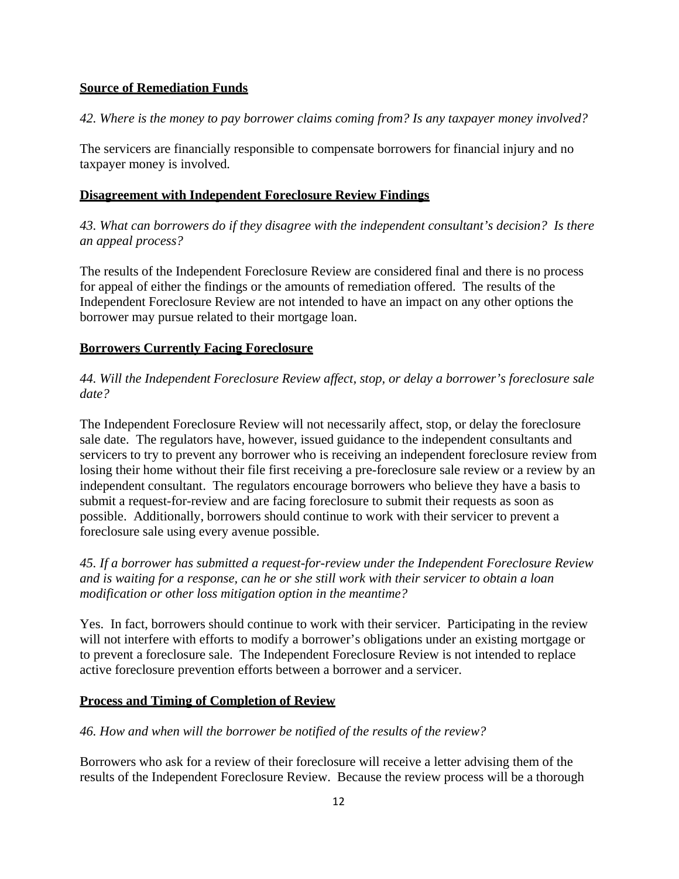## Source of Remediation Funds

*42. Where is the money to pay borrower claims coming from? Is any taxpayer money involved?*

The servicers are financially responsible to compensate borrowers for financial injury and no taxpayer money is involved.

## Disagreement with Independent Foreclosure Review Findings

*43. What can borrowers do if they disagree with the independent consultant's decision? Is there an appeal process?*

The results of the Independent Foreclosure Review are considered final and there is no process for appeal of either the findings or the amounts of remediation offered. The results of the Independent Foreclosure Review are not intended to have an impact on any other options the borrower may pursue related to their mortgage loan.

## Borrowers Currently Facing Foreclosure

*44. Will the Independent Foreclosure Review affect, stop, or delay a borrower's foreclosure sale date?*

The Independent Foreclosure Review will not necessarily affect, stop, or delay the foreclosure sale date. The regulators have, however, issued guidance to the independent consultants and servicers to try to prevent any borrower who is receiving an independent foreclosure review from losing their home without their file first receiving a pre-foreclosure sale review or a review by an independent consultant. The regulators encourage borrowers who believe they have a basis to submit a request-for-review and are facing foreclosure to submit their requests as soon as possible. Additionally, borrowers should continue to work with their servicer to prevent a foreclosure sale using every avenue possible.

*45. If a borrower has submitted a request-for-review under the Independent Foreclosure Review and is waiting for a response, can he or she still work with their servicer to obtain a loan modification or other loss mitigation option in the meantime?*

Yes. In fact, borrowers should continue to work with their servicer. Participating in the review will not interfere with efforts to modify a borrower's obligations under an existing mortgage or to prevent a foreclosure sale. The Independent Foreclosure Review is not intended to replace active foreclosure prevention efforts between a borrower and a servicer.

## Process and Timing of Completion of Review

*46. How and when will the borrower be notified of the results of the review?*

Borrowers who ask for a review of their foreclosure will receive a letter advising them of the results of the Independent Foreclosure Review. Because the review process will be a thorough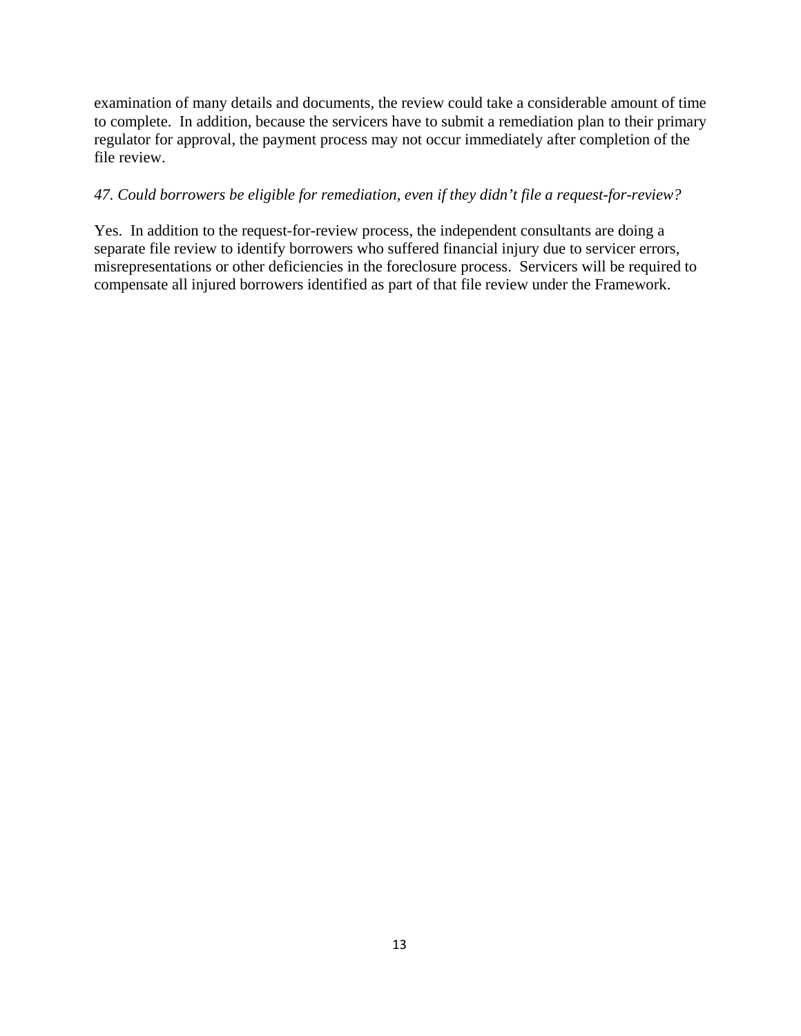examination of many details and documents, the review could take a considerable amount of time to complete. In addition, because the servicers have to submit a remediation plan to their primary regulator for approval, the payment process may not occur immediately after completion of the file review.

*47. Could borrowers be eligible for remediation, even if they didn't file a request-for-review?*

Yes. In addition to the request-for-review process, the independent consultants are doing a separate file review to identify borrowers who suffered financial injury due to servicer errors, misrepresentations or other deficiencies in the foreclosure process. Servicers will be required to compensate all injured borrowers identified as part of that file review under the Framework.